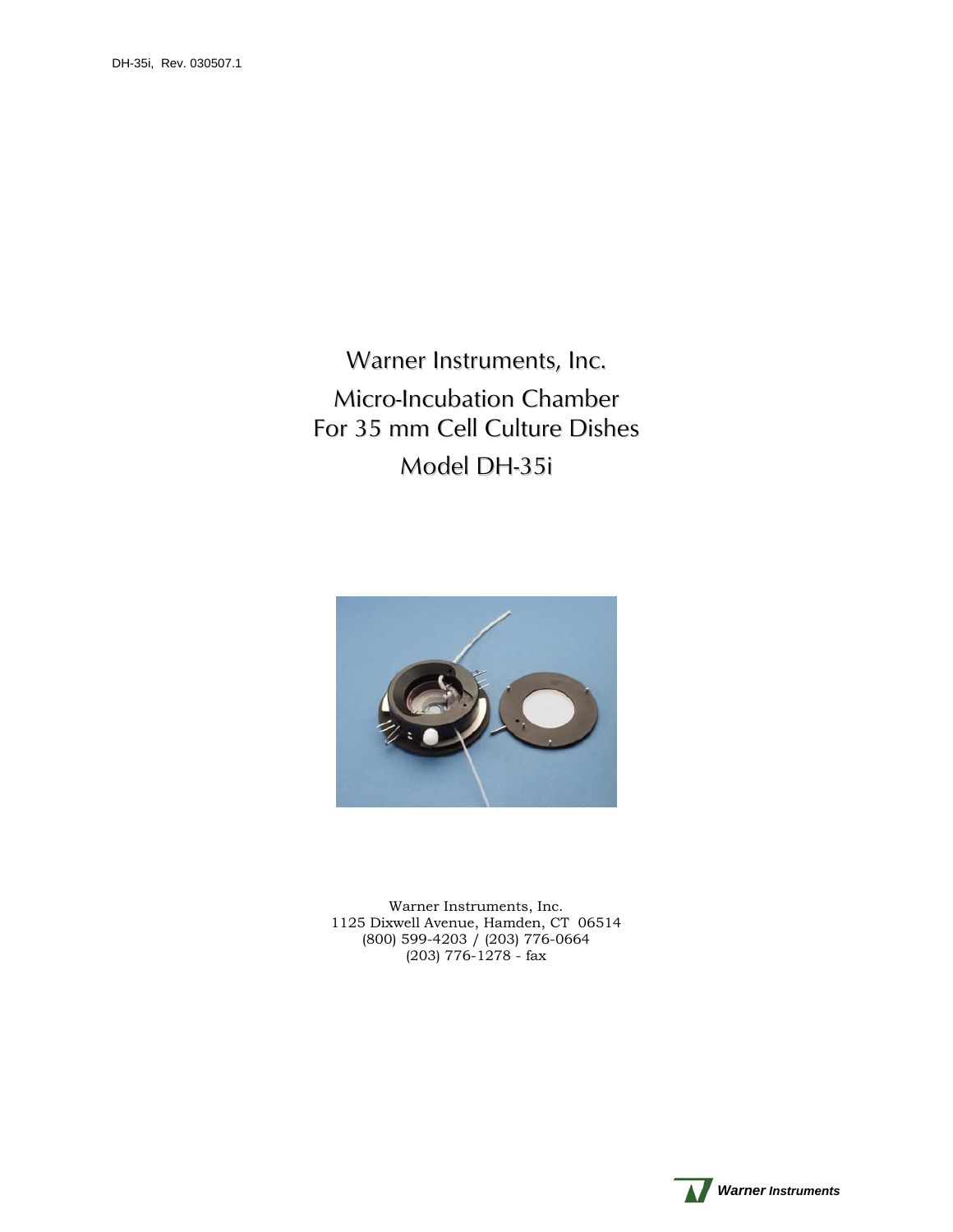DH-35i, Rev. 030507.1

# Warner Instruments, Inc.
# Micro-Incubation Chamber
# For 35 mm Cell Culture Dishes
# Model DH-35i

Warner Instruments, Inc.
1125 Dixwell Avenue, Hamden, CT 06514
(800) 599-4203 / (203) 776-0664
(203) 776-1278 - fax

*Warner Instruments*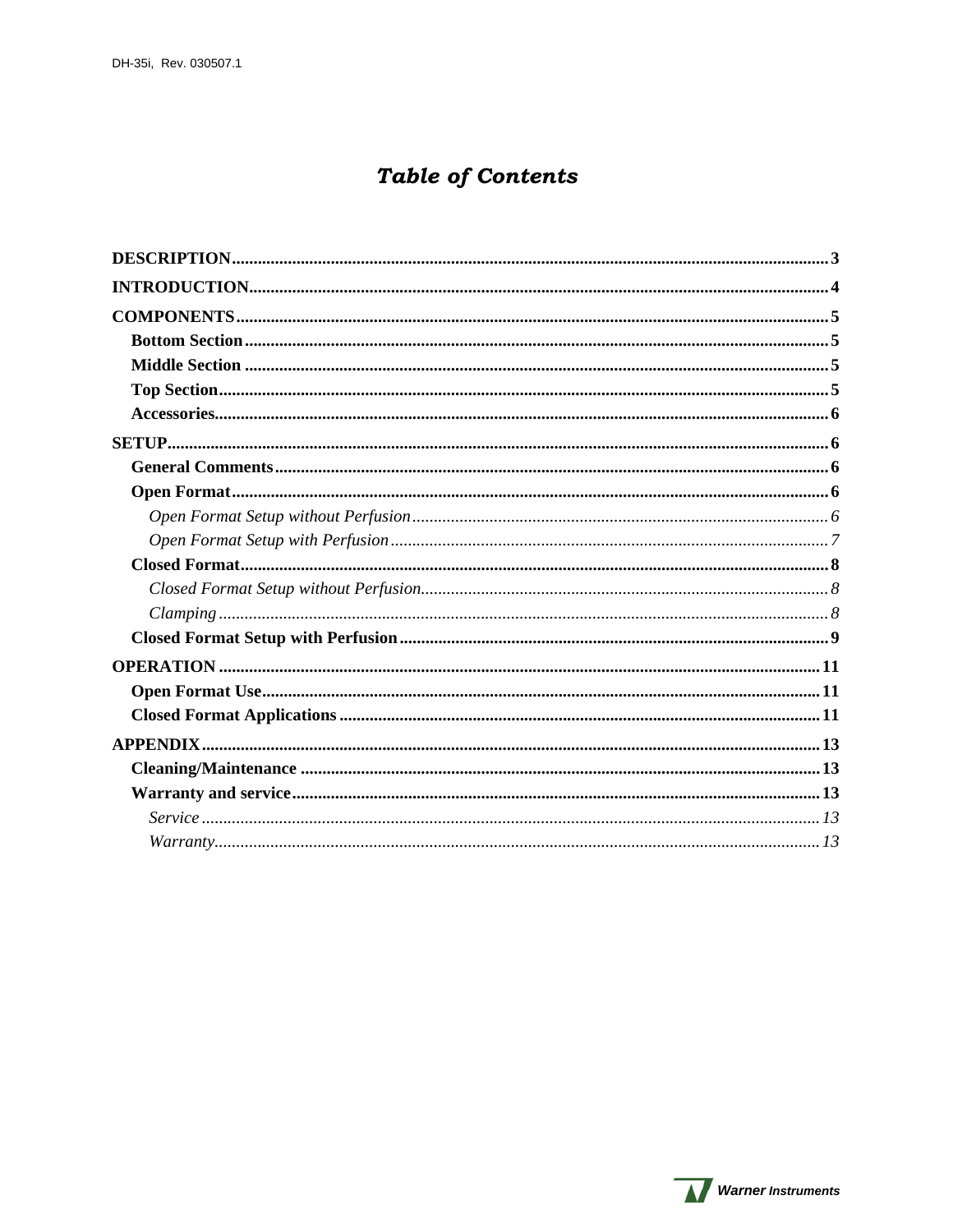# Table of Contents

**DESCRIPTION** .......... **3**

**INTRODUCTION** .......... **4**

**COMPONENTS** .......... **5**

- **Bottom Section** .......... **5**
- **Middle Section** .......... **5**
- **Top Section** .......... **5**
- **Accessories** .......... **6**

**SETUP** .......... **6**

- **General Comments** .......... **6**
- **Open Format** .......... **6**
  - *Open Format Setup without Perfusion* .......... *6*
  - *Open Format Setup with Perfusion* .......... *7*
- **Closed Format** .......... **8**
  - *Closed Format Setup without Perfusion* .......... *8*
  - *Clamping* .......... *8*
- **Closed Format Setup with Perfusion** .......... **9**

**OPERATION** .......... **11**

- **Open Format Use** .......... **11**
- **Closed Format Applications** .......... **11**

**APPENDIX** .......... **13**

- **Cleaning/Maintenance** .......... **13**
- **Warranty and service** .......... **13**
  - *Service* .......... *13*
  - *Warranty* .......... *13*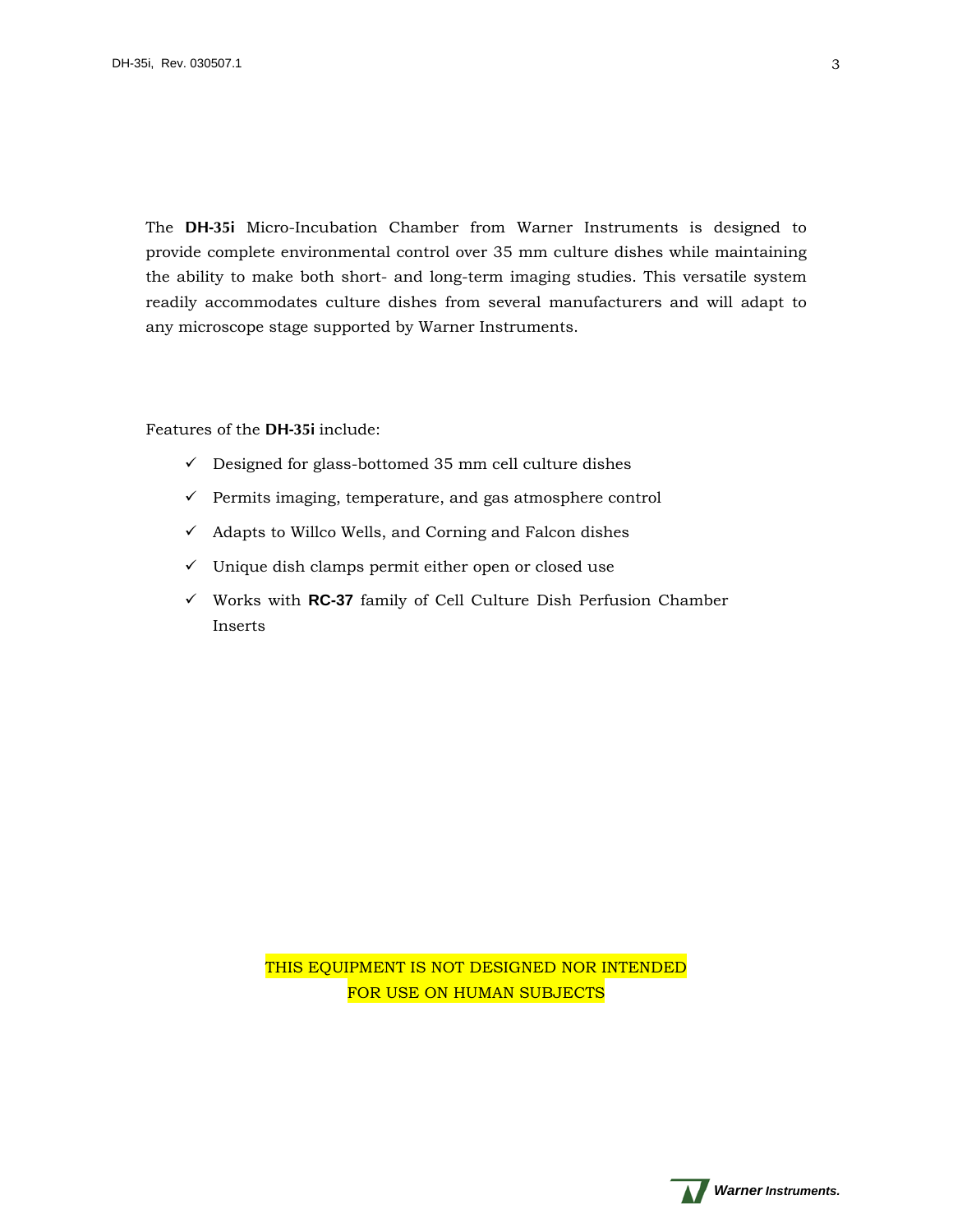The **DH-35i** Micro-Incubation Chamber from Warner Instruments is designed to provide complete environmental control over 35 mm culture dishes while maintaining the ability to make both short- and long-term imaging studies. This versatile system readily accommodates culture dishes from several manufacturers and will adapt to any microscope stage supported by Warner Instruments.

Features of the **DH-35i** include:

- ✓ Designed for glass-bottomed 35 mm cell culture dishes
- ✓ Permits imaging, temperature, and gas atmosphere control
- ✓ Adapts to Willco Wells, and Corning and Falcon dishes
- ✓ Unique dish clamps permit either open or closed use
- ✓ Works with **RC-37** family of Cell Culture Dish Perfusion Chamber Inserts

THIS EQUIPMENT IS NOT DESIGNED NOR INTENDED FOR USE ON HUMAN SUBJECTS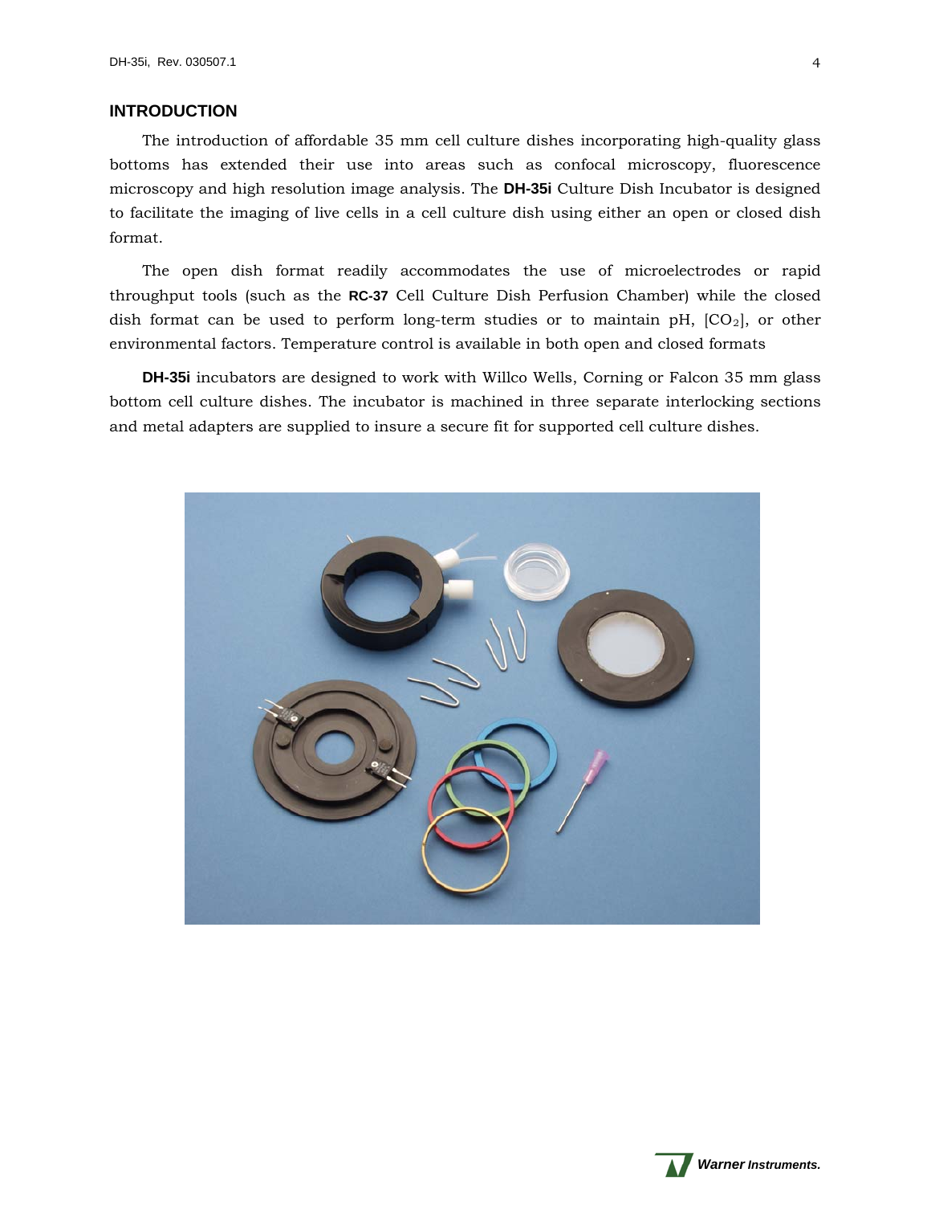## INTRODUCTION

The introduction of affordable 35 mm cell culture dishes incorporating high-quality glass bottoms has extended their use into areas such as confocal microscopy, fluorescence microscopy and high resolution image analysis. The **DH-35i** Culture Dish Incubator is designed to facilitate the imaging of live cells in a cell culture dish using either an open or closed dish format.

The open dish format readily accommodates the use of microelectrodes or rapid throughput tools (such as the **RC-37** Cell Culture Dish Perfusion Chamber) while the closed dish format can be used to perform long-term studies or to maintain pH, [$CO_2$], or other environmental factors. Temperature control is available in both open and closed formats

**DH-35i** incubators are designed to work with Willco Wells, Corning or Falcon 35 mm glass bottom cell culture dishes. The incubator is machined in three separate interlocking sections and metal adapters are supplied to insure a secure fit for supported cell culture dishes.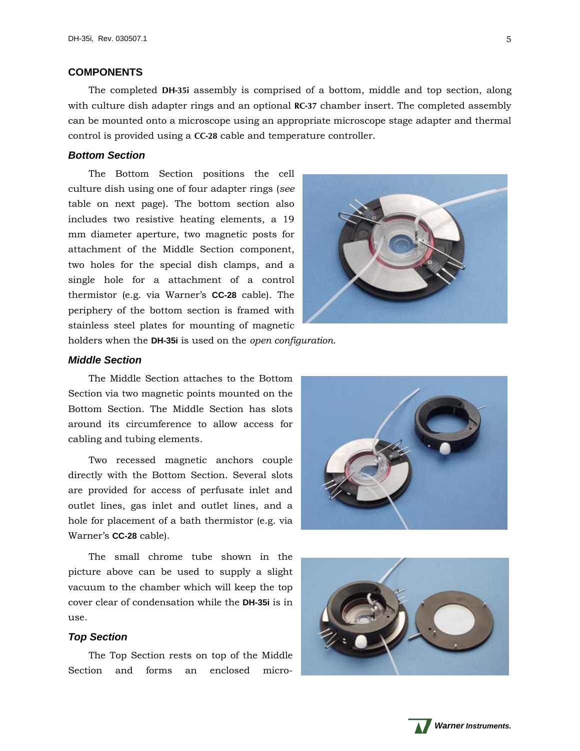## COMPONENTS

The completed **DH-35i** assembly is comprised of a bottom, middle and top section, along with culture dish adapter rings and an optional **RC-37** chamber insert. The completed assembly can be mounted onto a microscope using an appropriate microscope stage adapter and thermal control is provided using a **CC-28** cable and temperature controller.

### *Bottom Section*

The Bottom Section positions the cell culture dish using one of four adapter rings (*see* table on next page). The bottom section also includes two resistive heating elements, a 19 mm diameter aperture, two magnetic posts for attachment of the Middle Section component, two holes for the special dish clamps, and a single hole for a attachment of a control thermistor (e.g. via Warner's **CC-28** cable). The periphery of the bottom section is framed with stainless steel plates for mounting of magnetic holders when the **DH-35i** is used on the *open configuration*.

### *Middle Section*

The Middle Section attaches to the Bottom Section via two magnetic points mounted on the Bottom Section. The Middle Section has slots around its circumference to allow access for cabling and tubing elements.

Two recessed magnetic anchors couple directly with the Bottom Section. Several slots are provided for access of perfusate inlet and outlet lines, gas inlet and outlet lines, and a hole for placement of a bath thermistor (e.g. via Warner's **CC-28** cable).

The small chrome tube shown in the picture above can be used to supply a slight vacuum to the chamber which will keep the top cover clear of condensation while the **DH-35i** is in use.

### *Top Section*

The Top Section rests on top of the Middle Section and forms an enclosed micro-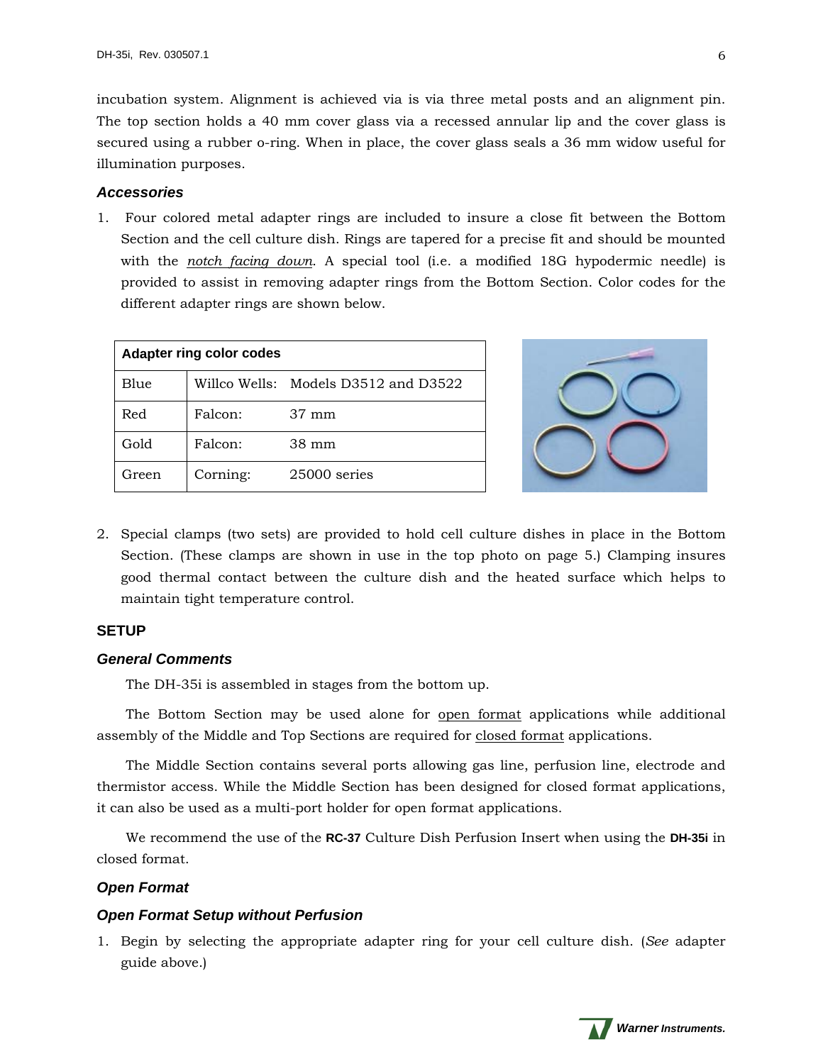incubation system. Alignment is achieved via is via three metal posts and an alignment pin. The top section holds a 40 mm cover glass via a recessed annular lip and the cover glass is secured using a rubber o-ring. When in place, the cover glass seals a 36 mm widow useful for illumination purposes.

### *Accessories*

1. Four colored metal adapter rings are included to insure a close fit between the Bottom Section and the cell culture dish. Rings are tapered for a precise fit and should be mounted with the *notch facing down*. A special tool (i.e. a modified 18G hypodermic needle) is provided to assist in removing adapter rings from the Bottom Section. Color codes for the different adapter rings are shown below.

| Adapter ring color codes | | |
|---|---|---|
| Blue | Willco Wells: | Models D3512 and D3522 |
| Red | Falcon: | 37 mm |
| Gold | Falcon: | 38 mm |
| Green | Corning: | 25000 series |

2. Special clamps (two sets) are provided to hold cell culture dishes in place in the Bottom Section. (These clamps are shown in use in the top photo on page 5.) Clamping insures good thermal contact between the culture dish and the heated surface which helps to maintain tight temperature control.

## SETUP

### *General Comments*

The DH-35i is assembled in stages from the bottom up.

The Bottom Section may be used alone for open format applications while additional assembly of the Middle and Top Sections are required for closed format applications.

The Middle Section contains several ports allowing gas line, perfusion line, electrode and thermistor access. While the Middle Section has been designed for closed format applications, it can also be used as a multi-port holder for open format applications.

We recommend the use of the **RC-37** Culture Dish Perfusion Insert when using the **DH-35i** in closed format.

### *Open Format*

### *Open Format Setup without Perfusion*

1. Begin by selecting the appropriate adapter ring for your cell culture dish. (*See* adapter guide above.)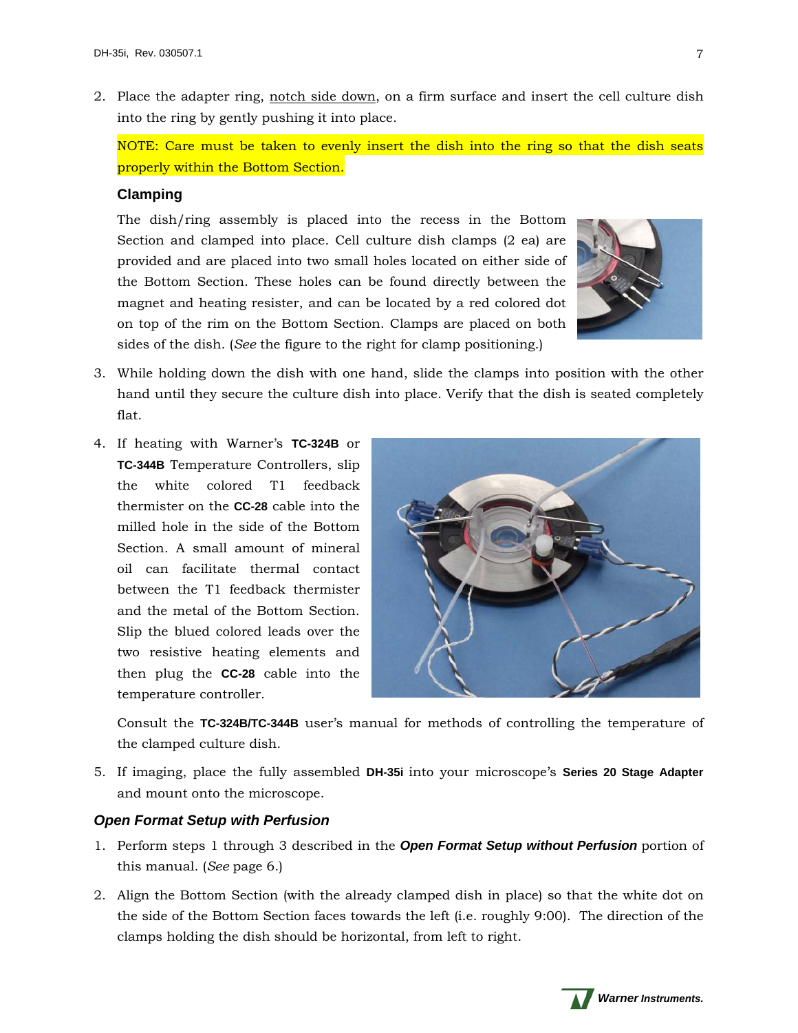2. Place the adapter ring, notch side down, on a firm surface and insert the cell culture dish into the ring by gently pushing it into place.

   NOTE: Care must be taken to evenly insert the dish into the ring so that the dish seats properly within the Bottom Section.

   **Clamping**

   The dish/ring assembly is placed into the recess in the Bottom Section and clamped into place. Cell culture dish clamps (2 ea) are provided and are placed into two small holes located on either side of the Bottom Section. These holes can be found directly between the magnet and heating resister, and can be located by a red colored dot on top of the rim on the Bottom Section. Clamps are placed on both sides of the dish. (*See* the figure to the right for clamp positioning.)

3. While holding down the dish with one hand, slide the clamps into position with the other hand until they secure the culture dish into place. Verify that the dish is seated completely flat.

4. If heating with Warner's **TC-324B** or **TC-344B** Temperature Controllers, slip the white colored T1 feedback thermister on the **CC-28** cable into the milled hole in the side of the Bottom Section. A small amount of mineral oil can facilitate thermal contact between the T1 feedback thermister and the metal of the Bottom Section. Slip the blued colored leads over the two resistive heating elements and then plug the **CC-28** cable into the temperature controller.

   Consult the **TC-324B/TC-344B** user's manual for methods of controlling the temperature of the clamped culture dish.

5. If imaging, place the fully assembled **DH-35i** into your microscope's **Series 20 Stage Adapter** and mount onto the microscope.

### *Open Format Setup with Perfusion*

1. Perform steps 1 through 3 described in the ***Open Format Setup without Perfusion*** portion of this manual. (*See* page 6.)

2. Align the Bottom Section (with the already clamped dish in place) so that the white dot on the side of the Bottom Section faces towards the left (i.e. roughly 9:00). The direction of the clamps holding the dish should be horizontal, from left to right.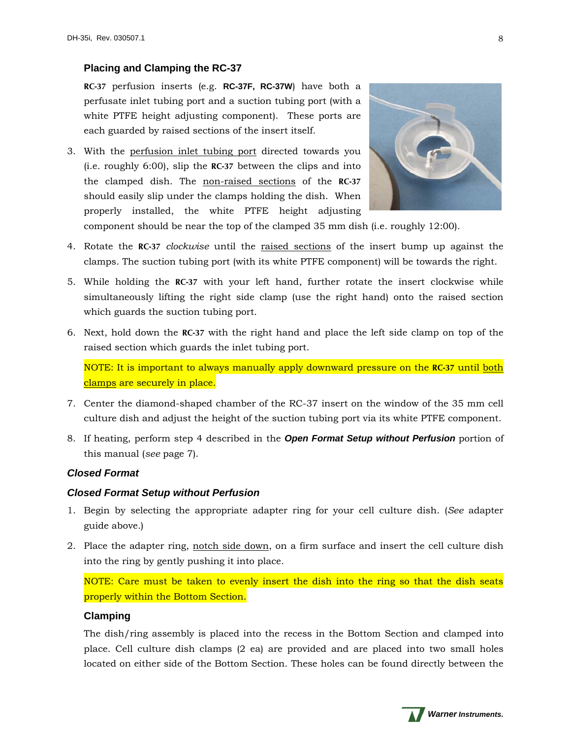### Placing and Clamping the RC-37

**RC-37** perfusion inserts (e.g. **RC-37F, RC-37W**) have both a perfusate inlet tubing port and a suction tubing port (with a white PTFE height adjusting component). These ports are each guarded by raised sections of the insert itself.

3. With the perfusion inlet tubing port directed towards you (i.e. roughly 6:00), slip the **RC-37** between the clips and into the clamped dish. The non-raised sections of the **RC-37** should easily slip under the clamps holding the dish. When properly installed, the white PTFE height adjusting component should be near the top of the clamped 35 mm dish (i.e. roughly 12:00).
4. Rotate the **RC-37** *clockwise* until the raised sections of the insert bump up against the clamps. The suction tubing port (with its white PTFE component) will be towards the right.
5. While holding the **RC-37** with your left hand, further rotate the insert clockwise while simultaneously lifting the right side clamp (use the right hand) onto the raised section which guards the suction tubing port.
6. Next, hold down the **RC-37** with the right hand and place the left side clamp on top of the raised section which guards the inlet tubing port.

   NOTE: It is important to always manually apply downward pressure on the **RC-37** until both clamps are securely in place.

7. Center the diamond-shaped chamber of the RC-37 insert on the window of the 35 mm cell culture dish and adjust the height of the suction tubing port via its white PTFE component.
8. If heating, perform step 4 described in the ***Open Format Setup without Perfusion*** portion of this manual (*see* page 7).

## *Closed Format*

### *Closed Format Setup without Perfusion*

1. Begin by selecting the appropriate adapter ring for your cell culture dish. (*See* adapter guide above.)
2. Place the adapter ring, notch side down, on a firm surface and insert the cell culture dish into the ring by gently pushing it into place.

   NOTE: Care must be taken to evenly insert the dish into the ring so that the dish seats properly within the Bottom Section.

### Clamping

The dish/ring assembly is placed into the recess in the Bottom Section and clamped into place. Cell culture dish clamps (2 ea) are provided and are placed into two small holes located on either side of the Bottom Section. These holes can be found directly between the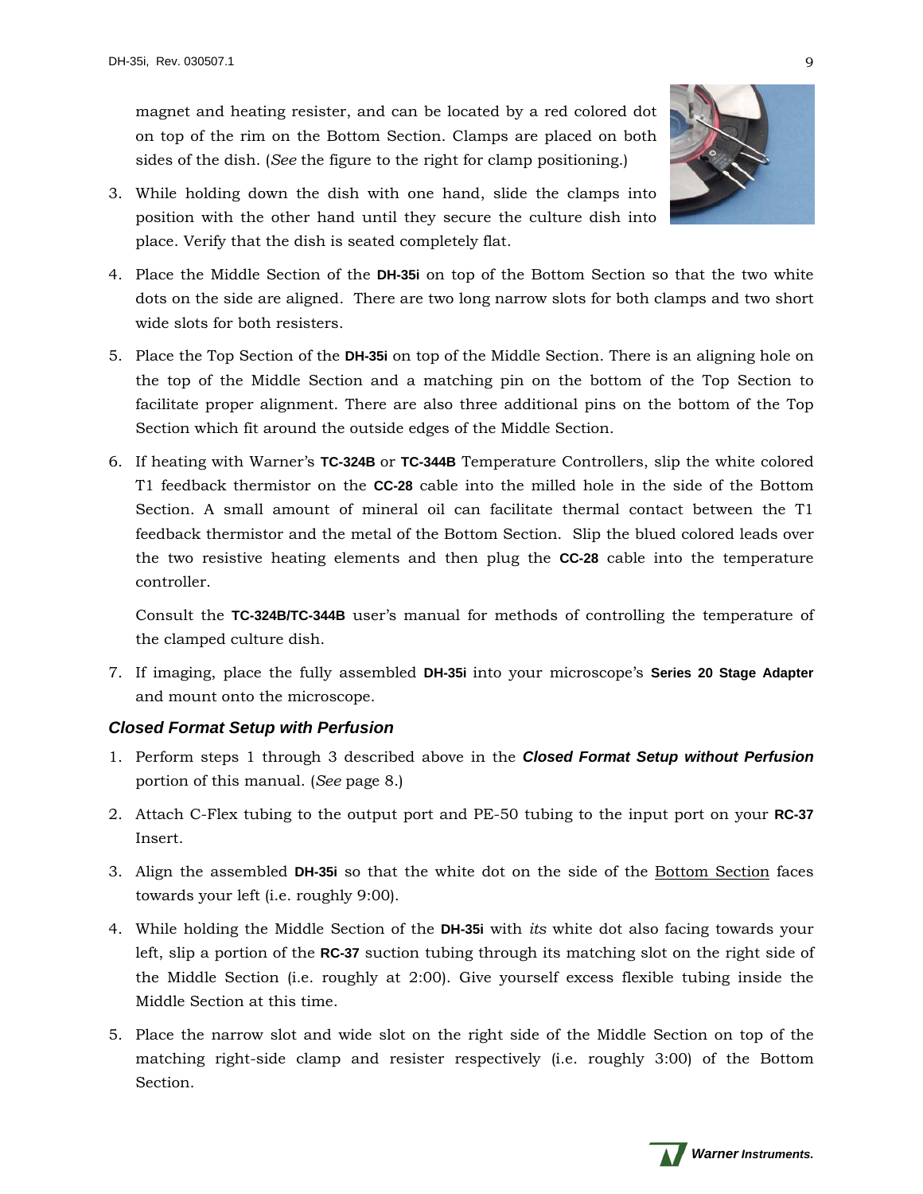magnet and heating resister, and can be located by a red colored dot on top of the rim on the Bottom Section. Clamps are placed on both sides of the dish. (*See* the figure to the right for clamp positioning.)

3. While holding down the dish with one hand, slide the clamps into position with the other hand until they secure the culture dish into place. Verify that the dish is seated completely flat.

4. Place the Middle Section of the **DH-35i** on top of the Bottom Section so that the two white dots on the side are aligned. There are two long narrow slots for both clamps and two short wide slots for both resisters.

5. Place the Top Section of the **DH-35i** on top of the Middle Section. There is an aligning hole on the top of the Middle Section and a matching pin on the bottom of the Top Section to facilitate proper alignment. There are also three additional pins on the bottom of the Top Section which fit around the outside edges of the Middle Section.

6. If heating with Warner's **TC-324B** or **TC-344B** Temperature Controllers, slip the white colored T1 feedback thermistor on the **CC-28** cable into the milled hole in the side of the Bottom Section. A small amount of mineral oil can facilitate thermal contact between the T1 feedback thermistor and the metal of the Bottom Section. Slip the blued colored leads over the two resistive heating elements and then plug the **CC-28** cable into the temperature controller.

   Consult the **TC-324B/TC-344B** user's manual for methods of controlling the temperature of the clamped culture dish.

7. If imaging, place the fully assembled **DH-35i** into your microscope's **Series 20 Stage Adapter** and mount onto the microscope.

### *Closed Format Setup with Perfusion*

1. Perform steps 1 through 3 described above in the ***Closed Format Setup without Perfusion*** portion of this manual. (*See* page 8.)

2. Attach C-Flex tubing to the output port and PE-50 tubing to the input port on your **RC-37** Insert.

3. Align the assembled **DH-35i** so that the white dot on the side of the <u>Bottom Section</u> faces towards your left (i.e. roughly 9:00).

4. While holding the Middle Section of the **DH-35i** with *its* white dot also facing towards your left, slip a portion of the **RC-37** suction tubing through its matching slot on the right side of the Middle Section (i.e. roughly at 2:00). Give yourself excess flexible tubing inside the Middle Section at this time.

5. Place the narrow slot and wide slot on the right side of the Middle Section on top of the matching right-side clamp and resister respectively (i.e. roughly 3:00) of the Bottom Section.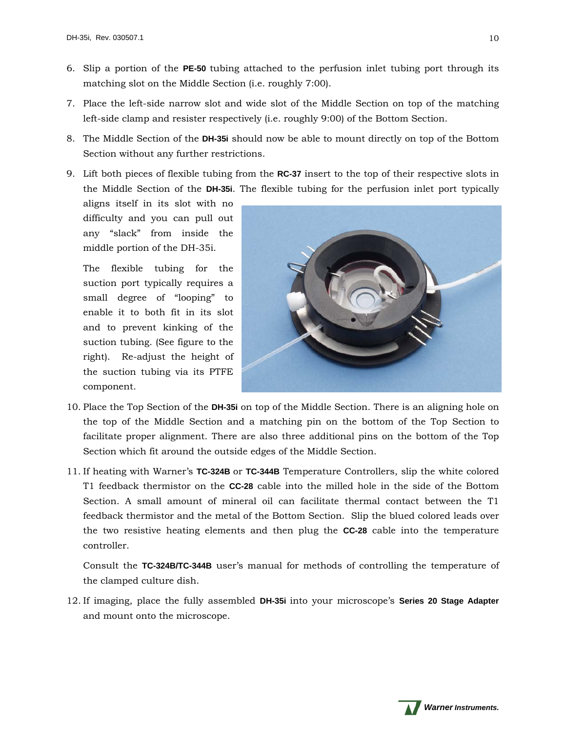6. Slip a portion of the **PE-50** tubing attached to the perfusion inlet tubing port through its matching slot on the Middle Section (i.e. roughly 7:00).

7. Place the left-side narrow slot and wide slot of the Middle Section on top of the matching left-side clamp and resister respectively (i.e. roughly 9:00) of the Bottom Section.

8. The Middle Section of the **DH-35i** should now be able to mount directly on top of the Bottom Section without any further restrictions.

9. Lift both pieces of flexible tubing from the **RC-37** insert to the top of their respective slots in the Middle Section of the **DH-35i**. The flexible tubing for the perfusion inlet port typically aligns itself in its slot with no difficulty and you can pull out any "slack" from inside the middle portion of the DH-35i.

   The flexible tubing for the suction port typically requires a small degree of "looping" to enable it to both fit in its slot and to prevent kinking of the suction tubing. (See figure to the right). Re-adjust the height of the suction tubing via its PTFE component.

10. Place the Top Section of the **DH-35i** on top of the Middle Section. There is an aligning hole on the top of the Middle Section and a matching pin on the bottom of the Top Section to facilitate proper alignment. There are also three additional pins on the bottom of the Top Section which fit around the outside edges of the Middle Section.

11. If heating with Warner's **TC-324B** or **TC-344B** Temperature Controllers, slip the white colored T1 feedback thermistor on the **CC-28** cable into the milled hole in the side of the Bottom Section. A small amount of mineral oil can facilitate thermal contact between the T1 feedback thermistor and the metal of the Bottom Section. Slip the blued colored leads over the two resistive heating elements and then plug the **CC-28** cable into the temperature controller.

    Consult the **TC-324B/TC-344B** user's manual for methods of controlling the temperature of the clamped culture dish.

12. If imaging, place the fully assembled **DH-35i** into your microscope's **Series 20 Stage Adapter** and mount onto the microscope.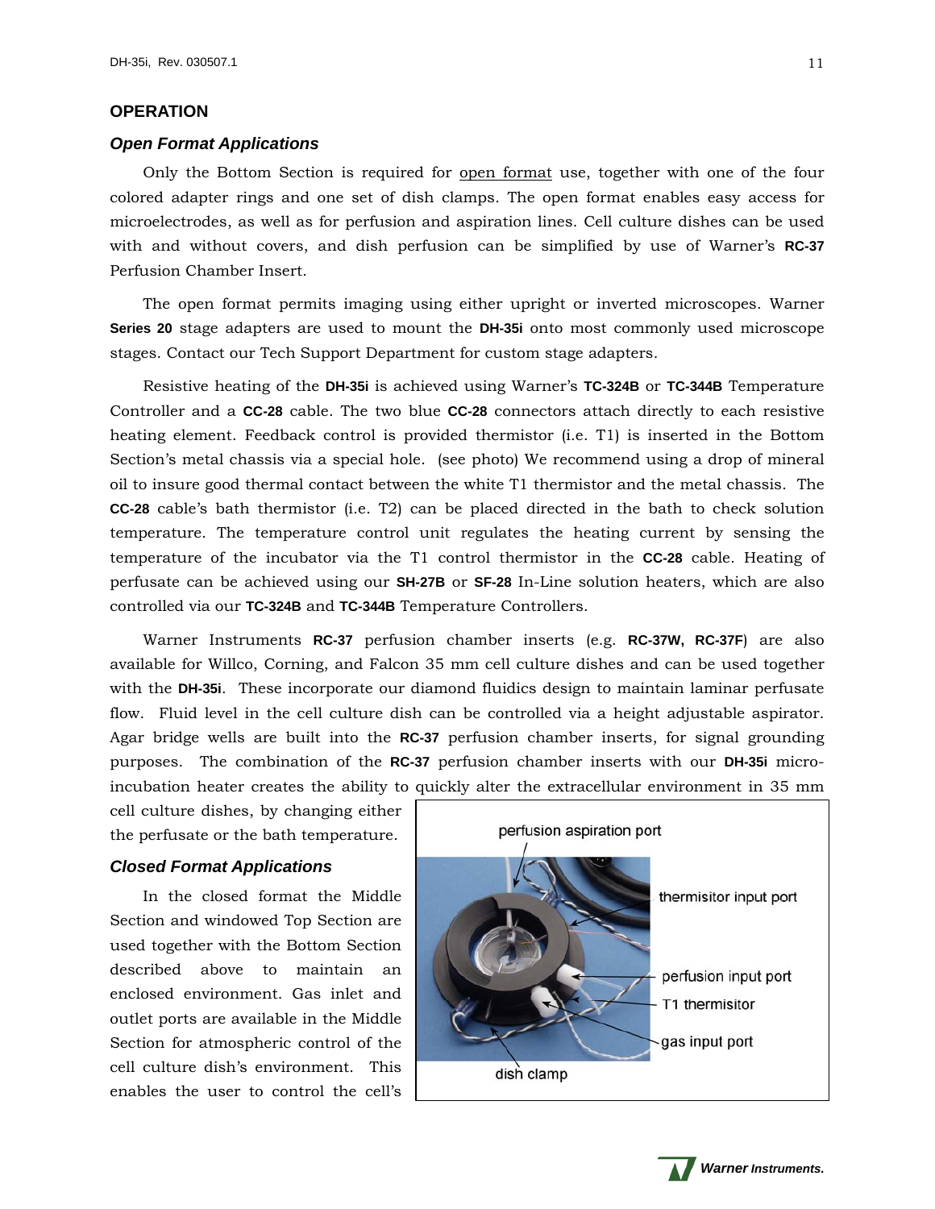## OPERATION

### *Open Format Applications*

Only the Bottom Section is required for open format use, together with one of the four colored adapter rings and one set of dish clamps. The open format enables easy access for microelectrodes, as well as for perfusion and aspiration lines. Cell culture dishes can be used with and without covers, and dish perfusion can be simplified by use of Warner's **RC-37** Perfusion Chamber Insert.

The open format permits imaging using either upright or inverted microscopes. Warner **Series 20** stage adapters are used to mount the **DH-35i** onto most commonly used microscope stages. Contact our Tech Support Department for custom stage adapters.

Resistive heating of the **DH-35i** is achieved using Warner's **TC-324B** or **TC-344B** Temperature Controller and a **CC-28** cable. The two blue **CC-28** connectors attach directly to each resistive heating element. Feedback control is provided thermistor (i.e. T1) is inserted in the Bottom Section's metal chassis via a special hole. (see photo) We recommend using a drop of mineral oil to insure good thermal contact between the white T1 thermistor and the metal chassis. The **CC-28** cable's bath thermistor (i.e. T2) can be placed directed in the bath to check solution temperature. The temperature control unit regulates the heating current by sensing the temperature of the incubator via the T1 control thermistor in the **CC-28** cable. Heating of perfusate can be achieved using our **SH-27B** or **SF-28** In-Line solution heaters, which are also controlled via our **TC-324B** and **TC-344B** Temperature Controllers.

Warner Instruments **RC-37** perfusion chamber inserts (e.g. **RC-37W, RC-37F**) are also available for Willco, Corning, and Falcon 35 mm cell culture dishes and can be used together with the **DH-35i**. These incorporate our diamond fluidics design to maintain laminar perfusate flow. Fluid level in the cell culture dish can be controlled via a height adjustable aspirator. Agar bridge wells are built into the **RC-37** perfusion chamber inserts, for signal grounding purposes. The combination of the **RC-37** perfusion chamber inserts with our **DH-35i** micro-incubation heater creates the ability to quickly alter the extracellular environment in 35 mm cell culture dishes, by changing either the perfusate or the bath temperature.

### *Closed Format Applications*

In the closed format the Middle Section and windowed Top Section are used together with the Bottom Section described above to maintain an enclosed environment. Gas inlet and outlet ports are available in the Middle Section for atmospheric control of the cell culture dish's environment. This enables the user to control the cell's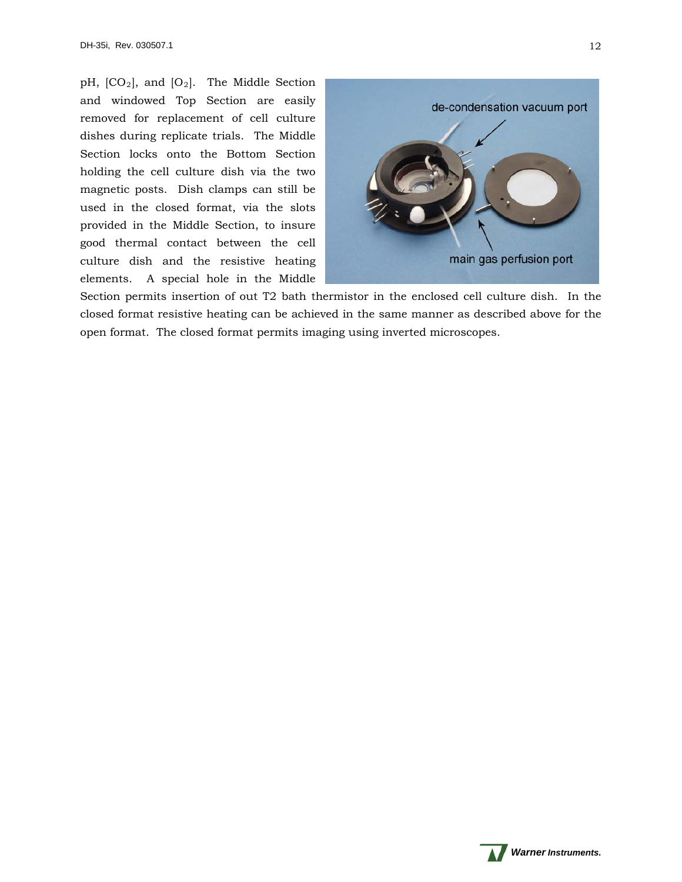pH, [$CO_2$], and [$O_2$]. The Middle Section and windowed Top Section are easily removed for replacement of cell culture dishes during replicate trials. The Middle Section locks onto the Bottom Section holding the cell culture dish via the two magnetic posts. Dish clamps can still be used in the closed format, via the slots provided in the Middle Section, to insure good thermal contact between the cell culture dish and the resistive heating elements. A special hole in the Middle Section permits insertion of out T2 bath thermistor in the enclosed cell culture dish. In the closed format resistive heating can be achieved in the same manner as described above for the open format. The closed format permits imaging using inverted microscopes.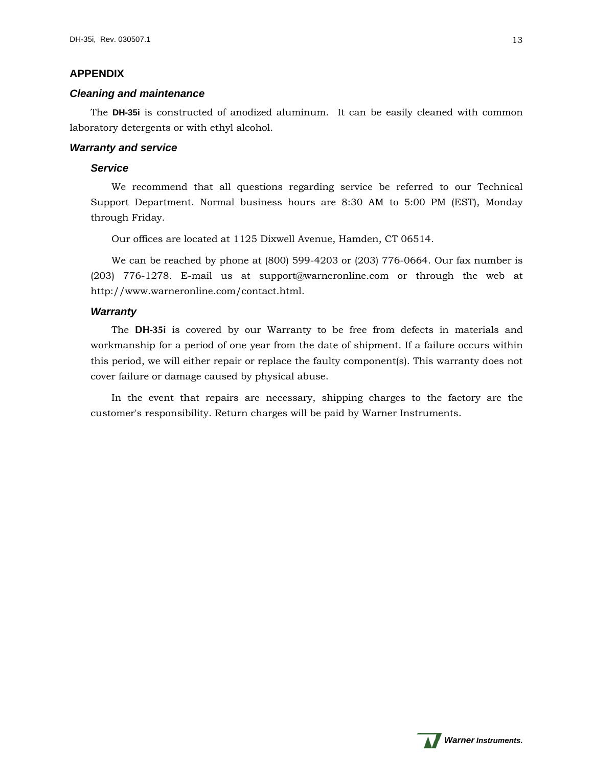# APPENDIX

## *Cleaning and maintenance*

The **DH-35i** is constructed of anodized aluminum. It can be easily cleaned with common laboratory detergents or with ethyl alcohol.

## *Warranty and service*

### *Service*

We recommend that all questions regarding service be referred to our Technical Support Department. Normal business hours are 8:30 AM to 5:00 PM (EST), Monday through Friday.

Our offices are located at 1125 Dixwell Avenue, Hamden, CT 06514.

We can be reached by phone at (800) 599-4203 or (203) 776-0664. Our fax number is (203) 776-1278. E-mail us at support@warneronline.com or through the web at http://www.warneronline.com/contact.html.

### *Warranty*

The **DH-35i** is covered by our Warranty to be free from defects in materials and workmanship for a period of one year from the date of shipment. If a failure occurs within this period, we will either repair or replace the faulty component(s). This warranty does not cover failure or damage caused by physical abuse.

In the event that repairs are necessary, shipping charges to the factory are the customer's responsibility. Return charges will be paid by Warner Instruments.